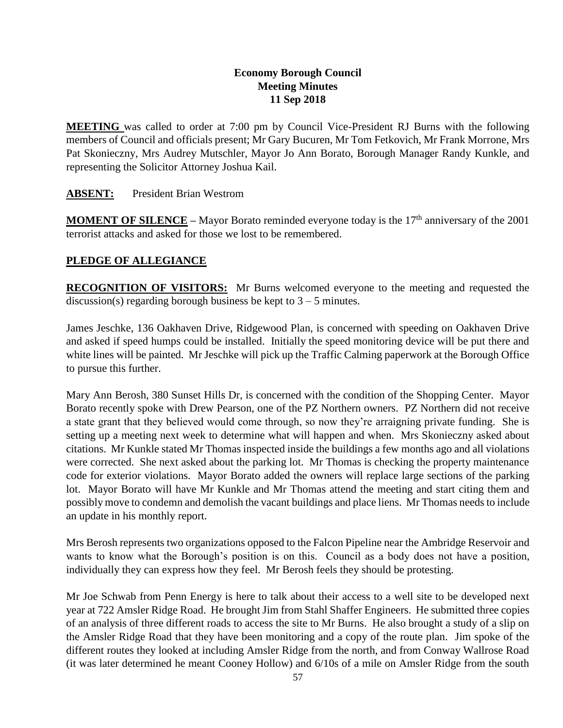# Economy Borough Council
## Meeting Minutes
### 11 Sep 2018

**MEETING** was called to order at 7:00 pm by Council Vice-President RJ Burns with the following members of Council and officials present; Mr Gary Bucuren, Mr Tom Fetkovich, Mr Frank Morrone, Mrs Pat Skonieczny, Mrs Audrey Mutschler, Mayor Jo Ann Borato, Borough Manager Randy Kunkle, and representing the Solicitor Attorney Joshua Kail.

**ABSENT:** President Brian Westrom

**MOMENT OF SILENCE** – Mayor Borato reminded everyone today is the 17th anniversary of the 2001 terrorist attacks and asked for those we lost to be remembered.

**PLEDGE OF ALLEGIANCE**

**RECOGNITION OF VISITORS:** Mr Burns welcomed everyone to the meeting and requested the discussion(s) regarding borough business be kept to 3 – 5 minutes.

James Jeschke, 136 Oakhaven Drive, Ridgewood Plan, is concerned with speeding on Oakhaven Drive and asked if speed humps could be installed. Initially the speed monitoring device will be put there and white lines will be painted. Mr Jeschke will pick up the Traffic Calming paperwork at the Borough Office to pursue this further.

Mary Ann Berosh, 380 Sunset Hills Dr, is concerned with the condition of the Shopping Center. Mayor Borato recently spoke with Drew Pearson, one of the PZ Northern owners. PZ Northern did not receive a state grant that they believed would come through, so now they're arraigning private funding. She is setting up a meeting next week to determine what will happen and when. Mrs Skonieczny asked about citations. Mr Kunkle stated Mr Thomas inspected inside the buildings a few months ago and all violations were corrected. She next asked about the parking lot. Mr Thomas is checking the property maintenance code for exterior violations. Mayor Borato added the owners will replace large sections of the parking lot. Mayor Borato will have Mr Kunkle and Mr Thomas attend the meeting and start citing them and possibly move to condemn and demolish the vacant buildings and place liens. Mr Thomas needs to include an update in his monthly report.

Mrs Berosh represents two organizations opposed to the Falcon Pipeline near the Ambridge Reservoir and wants to know what the Borough's position is on this. Council as a body does not have a position, individually they can express how they feel. Mr Berosh feels they should be protesting.

Mr Joe Schwab from Penn Energy is here to talk about their access to a well site to be developed next year at 722 Amsler Ridge Road. He brought Jim from Stahl Shaffer Engineers. He submitted three copies of an analysis of three different roads to access the site to Mr Burns. He also brought a study of a slip on the Amsler Ridge Road that they have been monitoring and a copy of the route plan. Jim spoke of the different routes they looked at including Amsler Ridge from the north, and from Conway Wallrose Road (it was later determined he meant Cooney Hollow) and 6/10s of a mile on Amsler Ridge from the south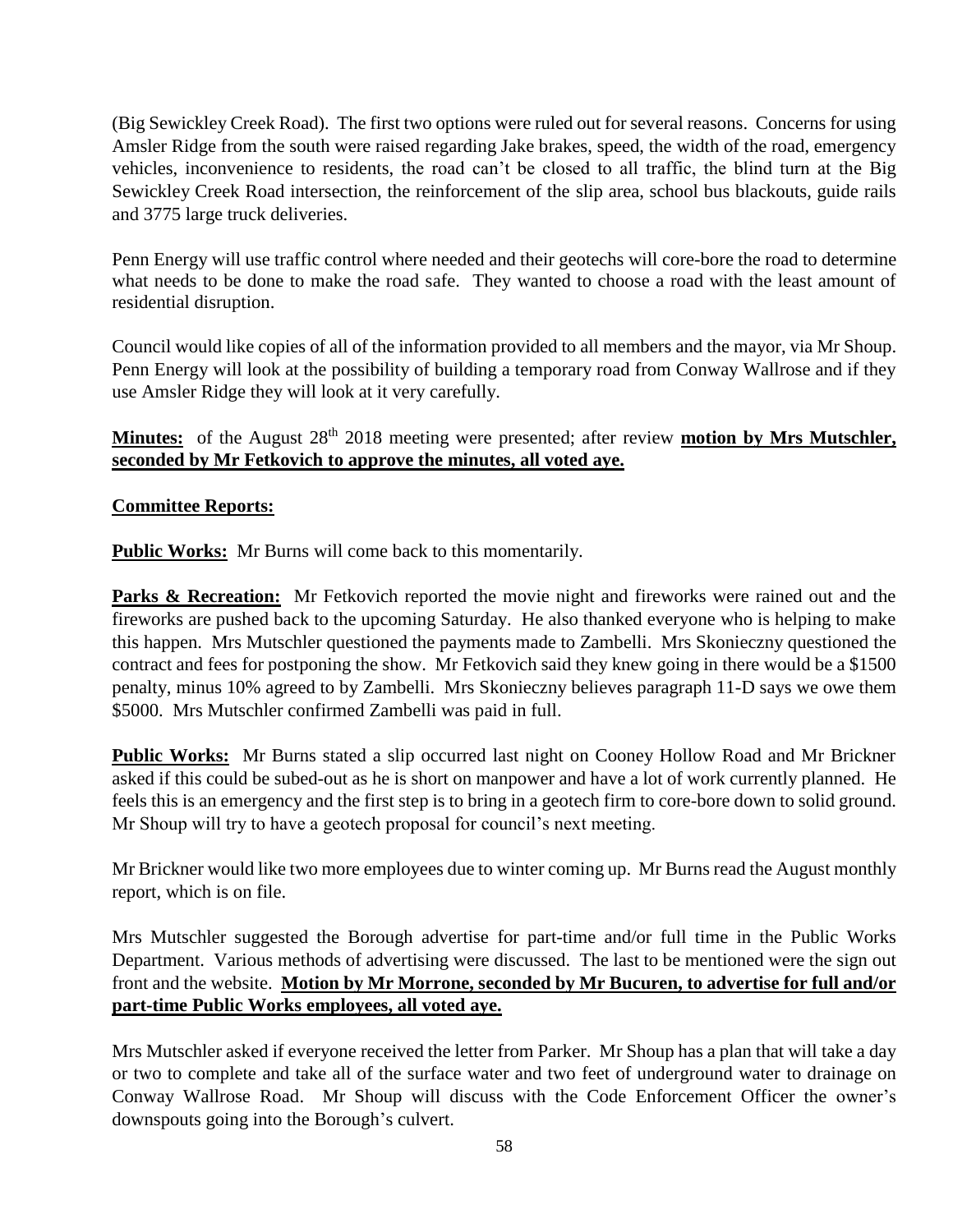(Big Sewickley Creek Road). The first two options were ruled out for several reasons. Concerns for using Amsler Ridge from the south were raised regarding Jake brakes, speed, the width of the road, emergency vehicles, inconvenience to residents, the road can't be closed to all traffic, the blind turn at the Big Sewickley Creek Road intersection, the reinforcement of the slip area, school bus blackouts, guide rails and 3775 large truck deliveries.

Penn Energy will use traffic control where needed and their geotechs will core-bore the road to determine what needs to be done to make the road safe. They wanted to choose a road with the least amount of residential disruption.

Council would like copies of all of the information provided to all members and the mayor, via Mr Shoup. Penn Energy will look at the possibility of building a temporary road from Conway Wallrose and if they use Amsler Ridge they will look at it very carefully.

**Minutes:** of the August 28th 2018 meeting were presented; after review **motion by Mrs Mutschler, seconded by Mr Fetkovich to approve the minutes, all voted aye.**

**Committee Reports:**

**Public Works:** Mr Burns will come back to this momentarily.

**Parks & Recreation:** Mr Fetkovich reported the movie night and fireworks were rained out and the fireworks are pushed back to the upcoming Saturday. He also thanked everyone who is helping to make this happen. Mrs Mutschler questioned the payments made to Zambelli. Mrs Skonieczny questioned the contract and fees for postponing the show. Mr Fetkovich said they knew going in there would be a $1500 penalty, minus 10% agreed to by Zambelli. Mrs Skonieczny believes paragraph 11-D says we owe them $5000. Mrs Mutschler confirmed Zambelli was paid in full.

**Public Works:** Mr Burns stated a slip occurred last night on Cooney Hollow Road and Mr Brickner asked if this could be subed-out as he is short on manpower and have a lot of work currently planned. He feels this is an emergency and the first step is to bring in a geotech firm to core-bore down to solid ground. Mr Shoup will try to have a geotech proposal for council's next meeting.

Mr Brickner would like two more employees due to winter coming up. Mr Burns read the August monthly report, which is on file.

Mrs Mutschler suggested the Borough advertise for part-time and/or full time in the Public Works Department. Various methods of advertising were discussed. The last to be mentioned were the sign out front and the website. **Motion by Mr Morrone, seconded by Mr Bucuren, to advertise for full and/or part-time Public Works employees, all voted aye.**

Mrs Mutschler asked if everyone received the letter from Parker. Mr Shoup has a plan that will take a day or two to complete and take all of the surface water and two feet of underground water to drainage on Conway Wallrose Road. Mr Shoup will discuss with the Code Enforcement Officer the owner's downspouts going into the Borough's culvert.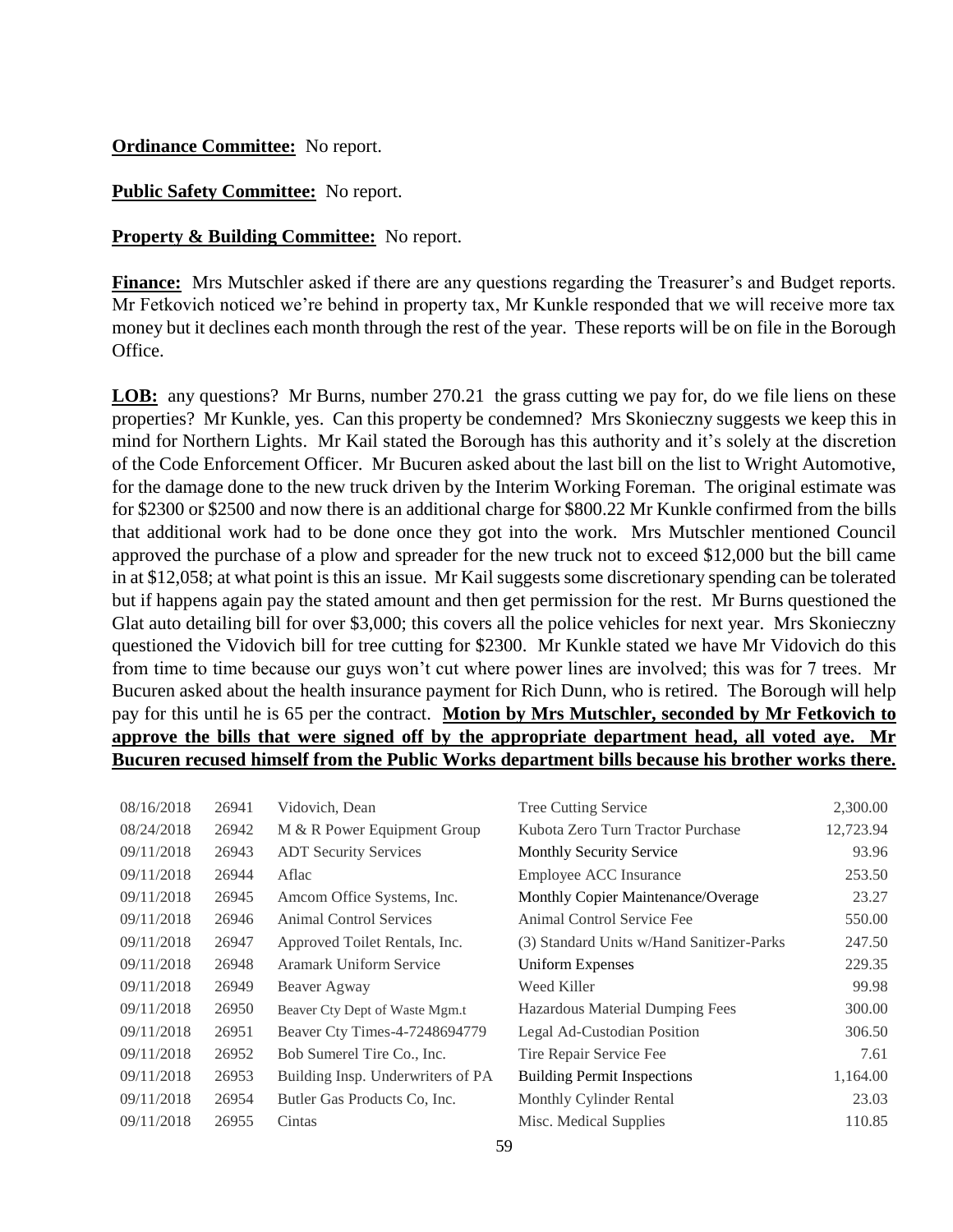**Ordinance Committee:** No report.

**Public Safety Committee:** No report.

**Property & Building Committee:** No report.

**Finance:** Mrs Mutschler asked if there are any questions regarding the Treasurer's and Budget reports. Mr Fetkovich noticed we're behind in property tax, Mr Kunkle responded that we will receive more tax money but it declines each month through the rest of the year. These reports will be on file in the Borough Office.

**LOB:** any questions? Mr Burns, number 270.21 the grass cutting we pay for, do we file liens on these properties? Mr Kunkle, yes. Can this property be condemned? Mrs Skonieczny suggests we keep this in mind for Northern Lights. Mr Kail stated the Borough has this authority and it's solely at the discretion of the Code Enforcement Officer. Mr Bucuren asked about the last bill on the list to Wright Automotive, for the damage done to the new truck driven by the Interim Working Foreman. The original estimate was for $2300 or $2500 and now there is an additional charge for $800.22 Mr Kunkle confirmed from the bills that additional work had to be done once they got into the work. Mrs Mutschler mentioned Council approved the purchase of a plow and spreader for the new truck not to exceed $12,000 but the bill came in at $12,058; at what point is this an issue. Mr Kail suggests some discretionary spending can be tolerated but if happens again pay the stated amount and then get permission for the rest. Mr Burns questioned the Glat auto detailing bill for over $3,000; this covers all the police vehicles for next year. Mrs Skonieczny questioned the Vidovich bill for tree cutting for $2300. Mr Kunkle stated we have Mr Vidovich do this from time to time because our guys won't cut where power lines are involved; this was for 7 trees. Mr Bucuren asked about the health insurance payment for Rich Dunn, who is retired. The Borough will help pay for this until he is 65 per the contract. **Motion by Mrs Mutschler, seconded by Mr Fetkovich to approve the bills that were signed off by the appropriate department head, all voted aye. Mr Bucuren recused himself from the Public Works department bills because his brother works there.**

| | | | | |
|---|---|---|---|---|
| 08/16/2018 | 26941 | Vidovich, Dean | Tree Cutting Service | 2,300.00 |
| 08/24/2018 | 26942 | M & R Power Equipment Group | Kubota Zero Turn Tractor Purchase | 12,723.94 |
| 09/11/2018 | 26943 | ADT Security Services | Monthly Security Service | 93.96 |
| 09/11/2018 | 26944 | Aflac | Employee ACC Insurance | 253.50 |
| 09/11/2018 | 26945 | Amcom Office Systems, Inc. | Monthly Copier Maintenance/Overage | 23.27 |
| 09/11/2018 | 26946 | Animal Control Services | Animal Control Service Fee | 550.00 |
| 09/11/2018 | 26947 | Approved Toilet Rentals, Inc. | (3) Standard Units w/Hand Sanitizer-Parks | 247.50 |
| 09/11/2018 | 26948 | Aramark Uniform Service | Uniform Expenses | 229.35 |
| 09/11/2018 | 26949 | Beaver Agway | Weed Killer | 99.98 |
| 09/11/2018 | 26950 | Beaver Cty Dept of Waste Mgm.t | Hazardous Material Dumping Fees | 300.00 |
| 09/11/2018 | 26951 | Beaver Cty Times-4-7248694779 | Legal Ad-Custodian Position | 306.50 |
| 09/11/2018 | 26952 | Bob Sumerel Tire Co., Inc. | Tire Repair Service Fee | 7.61 |
| 09/11/2018 | 26953 | Building Insp. Underwriters of PA | Building Permit Inspections | 1,164.00 |
| 09/11/2018 | 26954 | Butler Gas Products Co, Inc. | Monthly Cylinder Rental | 23.03 |
| 09/11/2018 | 26955 | Cintas | Misc. Medical Supplies | 110.85 |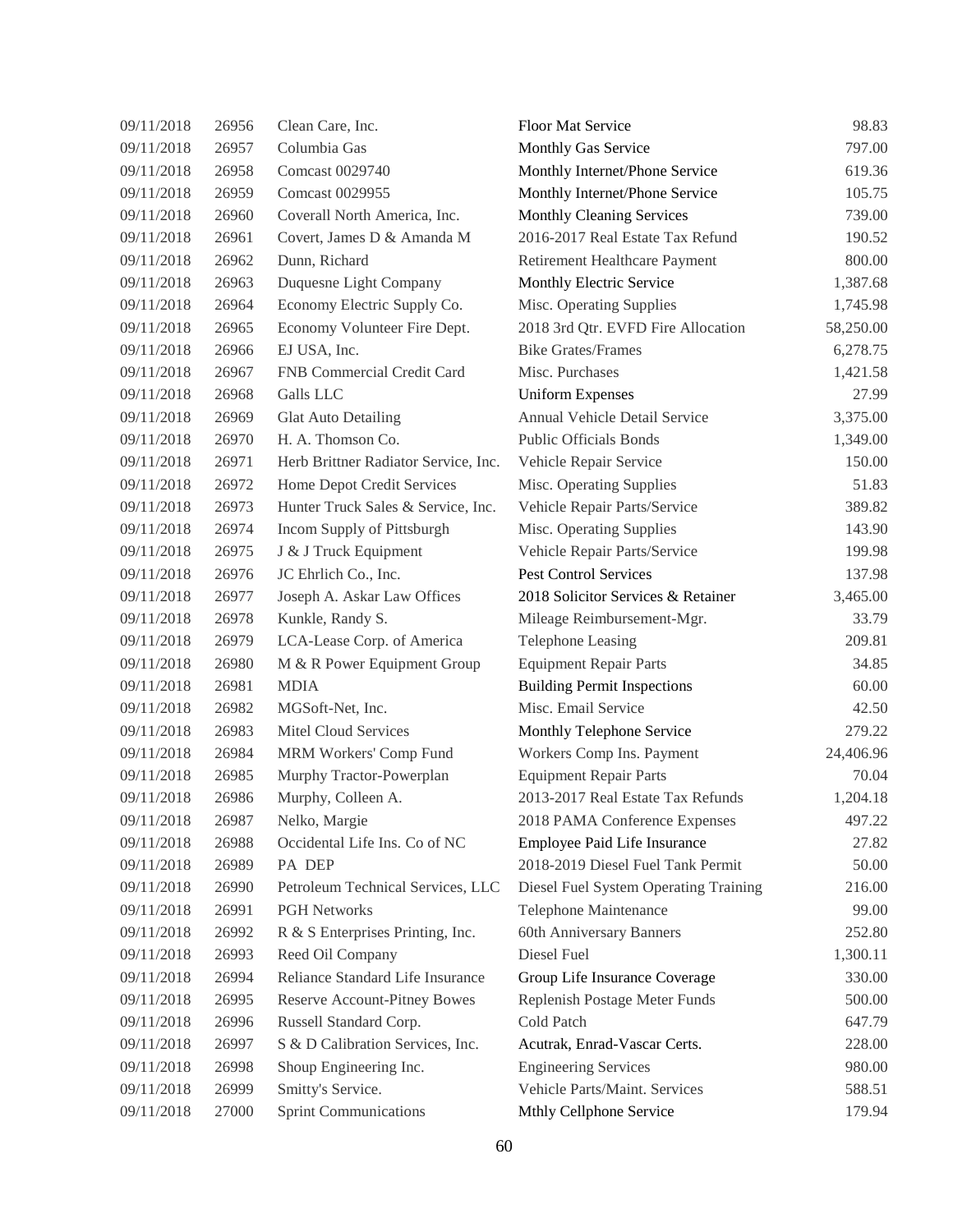| | | | | |
|---|---|---|---|---|
| 09/11/2018 | 26956 | Clean Care, Inc. | Floor Mat Service | 98.83 |
| 09/11/2018 | 26957 | Columbia Gas | Monthly Gas Service | 797.00 |
| 09/11/2018 | 26958 | Comcast 0029740 | Monthly Internet/Phone Service | 619.36 |
| 09/11/2018 | 26959 | Comcast 0029955 | Monthly Internet/Phone Service | 105.75 |
| 09/11/2018 | 26960 | Coverall North America, Inc. | Monthly Cleaning Services | 739.00 |
| 09/11/2018 | 26961 | Covert, James D & Amanda M | 2016-2017 Real Estate Tax Refund | 190.52 |
| 09/11/2018 | 26962 | Dunn, Richard | Retirement Healthcare Payment | 800.00 |
| 09/11/2018 | 26963 | Duquesne Light Company | Monthly Electric Service | 1,387.68 |
| 09/11/2018 | 26964 | Economy Electric Supply Co. | Misc. Operating Supplies | 1,745.98 |
| 09/11/2018 | 26965 | Economy Volunteer Fire Dept. | 2018 3rd Qtr. EVFD Fire Allocation | 58,250.00 |
| 09/11/2018 | 26966 | EJ USA, Inc. | Bike Grates/Frames | 6,278.75 |
| 09/11/2018 | 26967 | FNB Commercial Credit Card | Misc. Purchases | 1,421.58 |
| 09/11/2018 | 26968 | Galls LLC | Uniform Expenses | 27.99 |
| 09/11/2018 | 26969 | Glat Auto Detailing | Annual Vehicle Detail Service | 3,375.00 |
| 09/11/2018 | 26970 | H. A. Thomson Co. | Public Officials Bonds | 1,349.00 |
| 09/11/2018 | 26971 | Herb Brittner Radiator Service, Inc. | Vehicle Repair Service | 150.00 |
| 09/11/2018 | 26972 | Home Depot Credit Services | Misc. Operating Supplies | 51.83 |
| 09/11/2018 | 26973 | Hunter Truck Sales & Service, Inc. | Vehicle Repair Parts/Service | 389.82 |
| 09/11/2018 | 26974 | Incom Supply of Pittsburgh | Misc. Operating Supplies | 143.90 |
| 09/11/2018 | 26975 | J & J Truck Equipment | Vehicle Repair Parts/Service | 199.98 |
| 09/11/2018 | 26976 | JC Ehrlich Co., Inc. | Pest Control Services | 137.98 |
| 09/11/2018 | 26977 | Joseph A. Askar Law Offices | 2018 Solicitor Services & Retainer | 3,465.00 |
| 09/11/2018 | 26978 | Kunkle, Randy S. | Mileage Reimbursement-Mgr. | 33.79 |
| 09/11/2018 | 26979 | LCA-Lease Corp. of America | Telephone Leasing | 209.81 |
| 09/11/2018 | 26980 | M & R Power Equipment Group | Equipment Repair Parts | 34.85 |
| 09/11/2018 | 26981 | MDIA | Building Permit Inspections | 60.00 |
| 09/11/2018 | 26982 | MGSoft-Net, Inc. | Misc. Email Service | 42.50 |
| 09/11/2018 | 26983 | Mitel Cloud Services | Monthly Telephone Service | 279.22 |
| 09/11/2018 | 26984 | MRM Workers' Comp Fund | Workers Comp Ins. Payment | 24,406.96 |
| 09/11/2018 | 26985 | Murphy Tractor-Powerplan | Equipment Repair Parts | 70.04 |
| 09/11/2018 | 26986 | Murphy, Colleen A. | 2013-2017 Real Estate Tax Refunds | 1,204.18 |
| 09/11/2018 | 26987 | Nelko, Margie | 2018 PAMA Conference Expenses | 497.22 |
| 09/11/2018 | 26988 | Occidental Life Ins. Co of NC | Employee Paid Life Insurance | 27.82 |
| 09/11/2018 | 26989 | PA DEP | 2018-2019 Diesel Fuel Tank Permit | 50.00 |
| 09/11/2018 | 26990 | Petroleum Technical Services, LLC | Diesel Fuel System Operating Training | 216.00 |
| 09/11/2018 | 26991 | PGH Networks | Telephone Maintenance | 99.00 |
| 09/11/2018 | 26992 | R & S Enterprises Printing, Inc. | 60th Anniversary Banners | 252.80 |
| 09/11/2018 | 26993 | Reed Oil Company | Diesel Fuel | 1,300.11 |
| 09/11/2018 | 26994 | Reliance Standard Life Insurance | Group Life Insurance Coverage | 330.00 |
| 09/11/2018 | 26995 | Reserve Account-Pitney Bowes | Replenish Postage Meter Funds | 500.00 |
| 09/11/2018 | 26996 | Russell Standard Corp. | Cold Patch | 647.79 |
| 09/11/2018 | 26997 | S & D Calibration Services, Inc. | Acutrak, Enrad-Vascar Certs. | 228.00 |
| 09/11/2018 | 26998 | Shoup Engineering Inc. | Engineering Services | 980.00 |
| 09/11/2018 | 26999 | Smitty's Service. | Vehicle Parts/Maint. Services | 588.51 |
| 09/11/2018 | 27000 | Sprint Communications | Mthly Cellphone Service | 179.94 |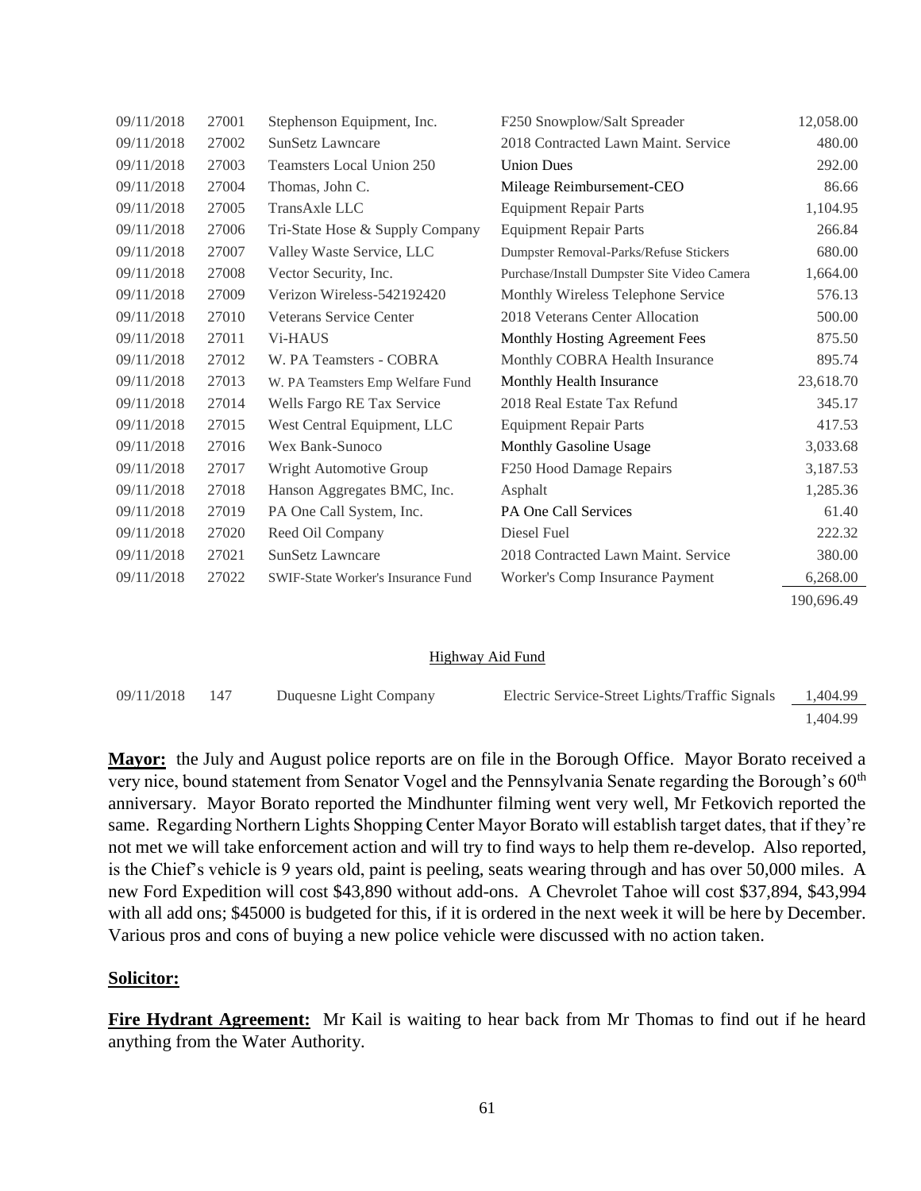| | | | | |
|---|---|---|---|---|
| 09/11/2018 | 27001 | Stephenson Equipment, Inc. | F250 Snowplow/Salt Spreader | 12,058.00 |
| 09/11/2018 | 27002 | SunSetz Lawncare | 2018 Contracted Lawn Maint. Service | 480.00 |
| 09/11/2018 | 27003 | Teamsters Local Union 250 | Union Dues | 292.00 |
| 09/11/2018 | 27004 | Thomas, John C. | Mileage Reimbursement-CEO | 86.66 |
| 09/11/2018 | 27005 | TransAxle LLC | Equipment Repair Parts | 1,104.95 |
| 09/11/2018 | 27006 | Tri-State Hose & Supply Company | Equipment Repair Parts | 266.84 |
| 09/11/2018 | 27007 | Valley Waste Service, LLC | Dumpster Removal-Parks/Refuse Stickers | 680.00 |
| 09/11/2018 | 27008 | Vector Security, Inc. | Purchase/Install Dumpster Site Video Camera | 1,664.00 |
| 09/11/2018 | 27009 | Verizon Wireless-542192420 | Monthly Wireless Telephone Service | 576.13 |
| 09/11/2018 | 27010 | Veterans Service Center | 2018 Veterans Center Allocation | 500.00 |
| 09/11/2018 | 27011 | Vi-HAUS | Monthly Hosting Agreement Fees | 875.50 |
| 09/11/2018 | 27012 | W. PA Teamsters - COBRA | Monthly COBRA Health Insurance | 895.74 |
| 09/11/2018 | 27013 | W. PA Teamsters Emp Welfare Fund | Monthly Health Insurance | 23,618.70 |
| 09/11/2018 | 27014 | Wells Fargo RE Tax Service | 2018 Real Estate Tax Refund | 345.17 |
| 09/11/2018 | 27015 | West Central Equipment, LLC | Equipment Repair Parts | 417.53 |
| 09/11/2018 | 27016 | Wex Bank-Sunoco | Monthly Gasoline Usage | 3,033.68 |
| 09/11/2018 | 27017 | Wright Automotive Group | F250 Hood Damage Repairs | 3,187.53 |
| 09/11/2018 | 27018 | Hanson Aggregates BMC, Inc. | Asphalt | 1,285.36 |
| 09/11/2018 | 27019 | PA One Call System, Inc. | PA One Call Services | 61.40 |
| 09/11/2018 | 27020 | Reed Oil Company | Diesel Fuel | 222.32 |
| 09/11/2018 | 27021 | SunSetz Lawncare | 2018 Contracted Lawn Maint. Service | 380.00 |
| 09/11/2018 | 27022 | SWIF-State Worker's Insurance Fund | Worker's Comp Insurance Payment | 6,268.00 |
| | | | | 190,696.49 |

Highway Aid Fund

| | | | | |
|---|---|---|---|---|
| 09/11/2018 | 147 | Duquesne Light Company | Electric Service-Street Lights/Traffic Signals | 1,404.99 |
| | | | | 1,404.99 |

**Mayor:** the July and August police reports are on file in the Borough Office. Mayor Borato received a very nice, bound statement from Senator Vogel and the Pennsylvania Senate regarding the Borough's 60th anniversary. Mayor Borato reported the Mindhunter filming went very well, Mr Fetkovich reported the same. Regarding Northern Lights Shopping Center Mayor Borato will establish target dates, that if they're not met we will take enforcement action and will try to find ways to help them re-develop. Also reported, is the Chief's vehicle is 9 years old, paint is peeling, seats wearing through and has over 50,000 miles. A new Ford Expedition will cost $43,890 without add-ons. A Chevrolet Tahoe will cost $37,894, $43,994 with all add ons; $45000 is budgeted for this, if it is ordered in the next week it will be here by December. Various pros and cons of buying a new police vehicle were discussed with no action taken.

**Solicitor:**

**Fire Hydrant Agreement:** Mr Kail is waiting to hear back from Mr Thomas to find out if he heard anything from the Water Authority.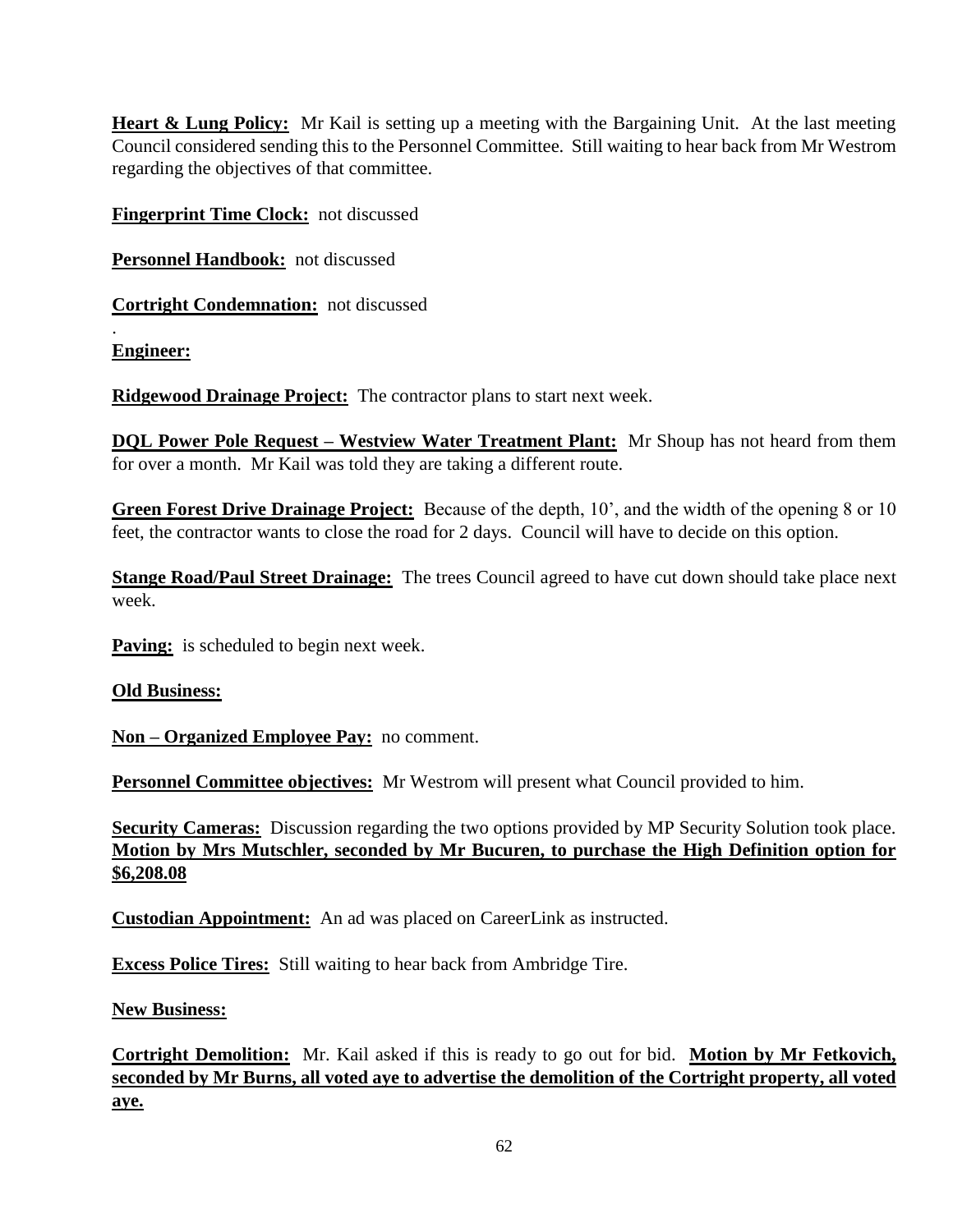**Heart & Lung Policy:** Mr Kail is setting up a meeting with the Bargaining Unit. At the last meeting Council considered sending this to the Personnel Committee. Still waiting to hear back from Mr Westrom regarding the objectives of that committee.

**Fingerprint Time Clock:** not discussed

**Personnel Handbook:** not discussed

**Cortright Condemnation:** not discussed

.

**Engineer:**

**Ridgewood Drainage Project:** The contractor plans to start next week.

**DQL Power Pole Request – Westview Water Treatment Plant:** Mr Shoup has not heard from them for over a month. Mr Kail was told they are taking a different route.

**Green Forest Drive Drainage Project:** Because of the depth, 10', and the width of the opening 8 or 10 feet, the contractor wants to close the road for 2 days. Council will have to decide on this option.

**Stange Road/Paul Street Drainage:** The trees Council agreed to have cut down should take place next week.

**Paving:** is scheduled to begin next week.

**Old Business:**

**Non – Organized Employee Pay:** no comment.

**Personnel Committee objectives:** Mr Westrom will present what Council provided to him.

**Security Cameras:** Discussion regarding the two options provided by MP Security Solution took place. **Motion by Mrs Mutschler, seconded by Mr Bucuren, to purchase the High Definition option for $6,208.08**

**Custodian Appointment:** An ad was placed on CareerLink as instructed.

**Excess Police Tires:** Still waiting to hear back from Ambridge Tire.

**New Business:**

**Cortright Demolition:** Mr. Kail asked if this is ready to go out for bid. **Motion by Mr Fetkovich, seconded by Mr Burns, all voted aye to advertise the demolition of the Cortright property, all voted aye.**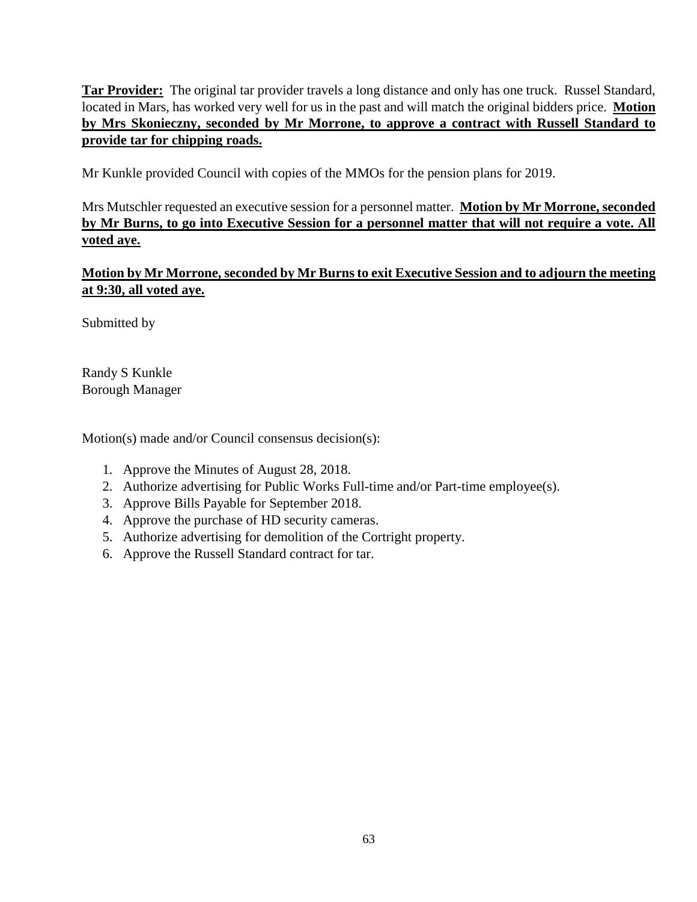**Tar Provider:** The original tar provider travels a long distance and only has one truck. Russel Standard, located in Mars, has worked very well for us in the past and will match the original bidders price. **Motion by Mrs Skonieczny, seconded by Mr Morrone, to approve a contract with Russell Standard to provide tar for chipping roads.**

Mr Kunkle provided Council with copies of the MMOs for the pension plans for 2019.

Mrs Mutschler requested an executive session for a personnel matter. **Motion by Mr Morrone, seconded by Mr Burns, to go into Executive Session for a personnel matter that will not require a vote. All voted aye.**

**Motion by Mr Morrone, seconded by Mr Burns to exit Executive Session and to adjourn the meeting at 9:30, all voted aye.**

Submitted by

Randy S Kunkle
Borough Manager

Motion(s) made and/or Council consensus decision(s):

1. Approve the Minutes of August 28, 2018.
2. Authorize advertising for Public Works Full-time and/or Part-time employee(s).
3. Approve Bills Payable for September 2018.
4. Approve the purchase of HD security cameras.
5. Authorize advertising for demolition of the Cortright property.
6. Approve the Russell Standard contract for tar.